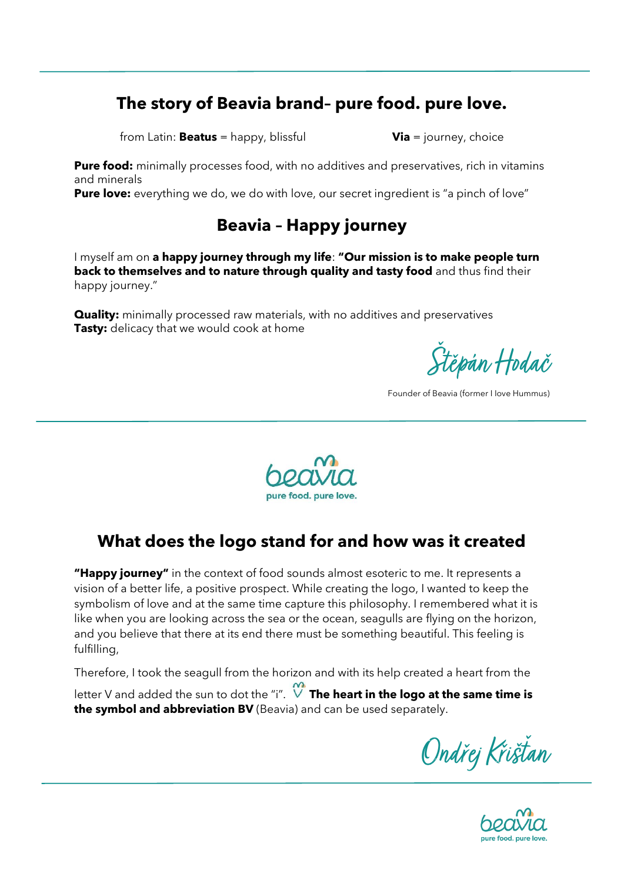## The story of Beavia brand– pure food. pure love.

from Latin: **Beatus** = happy, blissful  **Via** = journey, choice

**Pure food:** minimally processes food, with no additives and preservatives, rich in vitamins and minerals
**Pure love:** everything we do, we do with love, our secret ingredient is "a pinch of love"

## Beavia – Happy journey

I myself am on **a happy journey through my life**: **"Our mission is to make people turn back to themselves and to nature through quality and tasty food** and thus find their happy journey."

**Quality:** minimally processed raw materials, with no additives and preservatives
**Tasty:** delicacy that we would cook at home

Štěpán Hodač

Founder of Beavia (former I love Hummus)

beavia
pure food. pure love.

## What does the logo stand for and how was it created

**"Happy journey"** in the context of food sounds almost esoteric to me. It represents a vision of a better life, a positive prospect. While creating the logo, I wanted to keep the symbolism of love and at the same time capture this philosophy. I remembered what it is like when you are looking across the sea or the ocean, seagulls are flying on the horizon, and you believe that there at its end there must be something beautiful. This feeling is fulfilling,

Therefore, I took the seagull from the horizon and with its help created a heart from the letter V and added the sun to dot the "i". **The heart in the logo at the same time is the symbol and abbreviation BV** (Beavia) and can be used separately.

Ondřej Krištan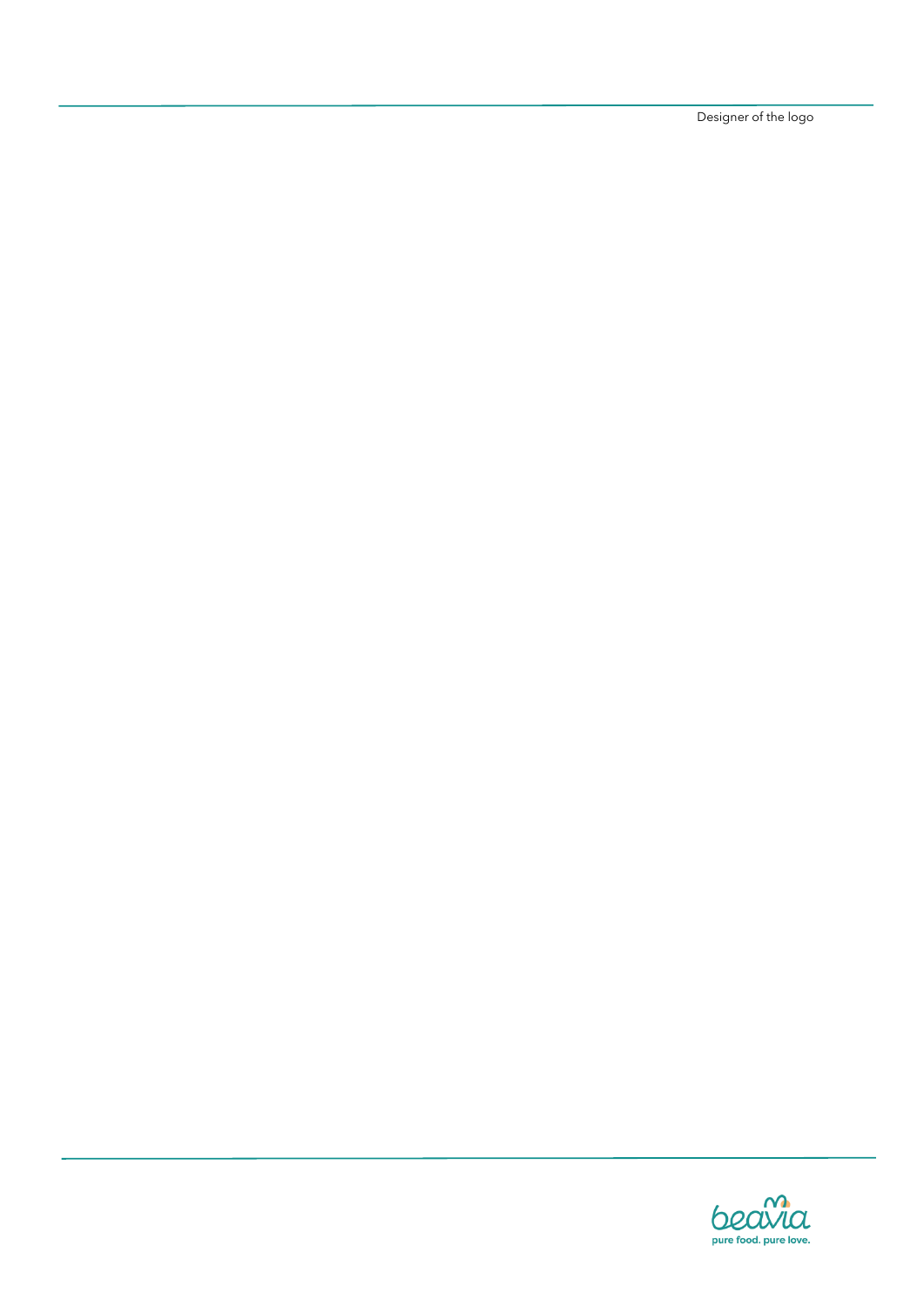Designer of the logo